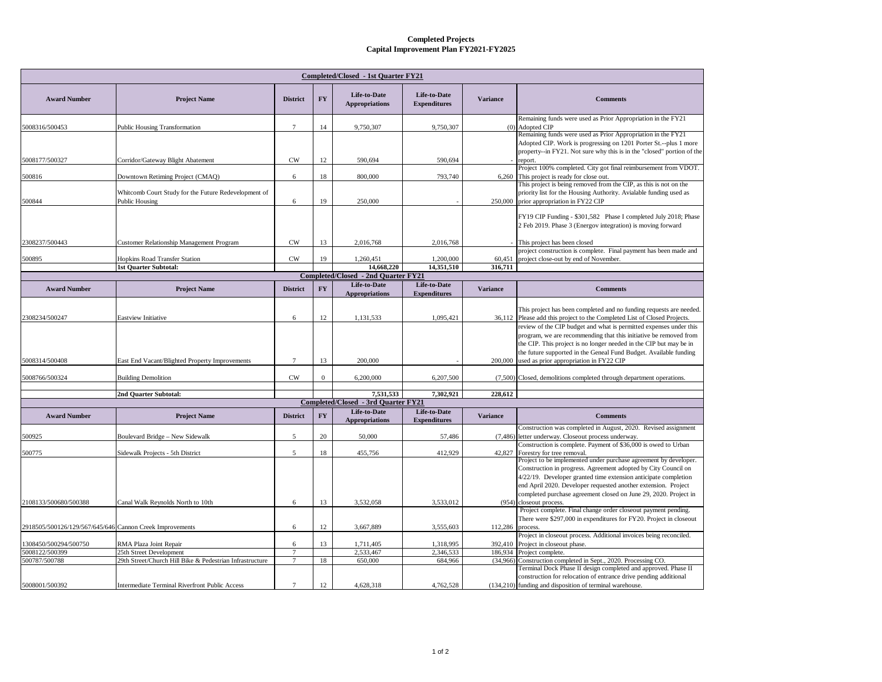# Completed Projects
## Capital Improvement Plan FY2021-FY2025

**Completed/Closed - 1st Quarter FY21**

| Award Number | Project Name | District | FY | Life-to-Date Appropriations | Life-to-Date Expenditures | Variance | Comments |
|---|---|---|---|---|---|---|---|
| 5008316/500453 | Public Housing Transformation | 7 | 14 | 9,750,307 | 9,750,307 | (0) | Remaining funds were used as Prior Appropriation in the FY21 Adopted CIP |
| 5008177/500327 | Corridor/Gateway Blight Abatement | CW | 12 | 590,694 | 590,694 | - | Remaining funds were used as Prior Appropriation in the FY21 Adopted CIP. Work is progressing on 1201 Porter St.--plus 1 more property--in FY21. Not sure why this is in the "closed" portion of the report. |
| 500816 | Downtown Retiming Project (CMAQ) | 6 | 18 | 800,000 | 793,740 | 6,260 | Project 100% completed. City got final reimbursement from VDOT. This project is ready for close out. |
| 500844 | Whitcomb Court Study for the Future Redevelopment of Public Housing | 6 | 19 | 250,000 | - | 250,000 | This project is being removed from the CIP, as this is not on the priority list for the Housing Authority. Avialable funding used as prior appropriation in FY22 CIP |
| 2308237/500443 | Customer Relationship Management Program | CW | 13 | 2,016,768 | 2,016,768 | - | FY19 CIP Funding - $301,582 Phase I completed July 2018; Phase 2 Feb 2019. Phase 3 (Energov integration) is moving forward This project has been closed |
| 500895 | Hopkins Road Transfer Station | CW | 19 | 1,260,451 | 1,200,000 | 60,451 | project construction is complete. Final payment has been made and project close-out by end of November. |
| | **1st Quarter Subtotal:** | | | **14,668,220** | **14,351,510** | **316,711** | |

**Completed/Closed - 2nd Quarter FY21**

| Award Number | Project Name | District | FY | Life-to-Date Appropriations | Life-to-Date Expenditures | Variance | Comments |
|---|---|---|---|---|---|---|---|
| 2308234/500247 | Eastview Initiative | 6 | 12 | 1,131,533 | 1,095,421 | 36,112 | This project has been completed and no funding requests are needed. Please add this project to the Completed List of Closed Projects. |
| 5008314/500408 | East End Vacant/Blighted Property Improvements | 7 | 13 | 200,000 | - | 200,000 | review of the CIP budget and what is permitted expenses under this program, we are recommending that this initiative be removed from the CIP. This project is no longer needed in the CIP but may be in the future supported in the Geneal Fund Budget. Available funding used as prior appropriation in FY22 CIP |
| 5008766/500324 | Building Demolition | CW | 0 | 6,200,000 | 6,207,500 | (7,500) | Closed, demolitions completed through department operations. |
| | **2nd Quarter Subtotal:** | | | **7,531,533** | **7,302,921** | **228,612** | |

**Completed/Closed - 3rd Quarter FY21**

| Award Number | Project Name | District | FY | Life-to-Date Appropriations | Life-to-Date Expenditures | Variance | Comments |
|---|---|---|---|---|---|---|---|
| 500925 | Boulevard Bridge – New Sidewalk | 5 | 20 | 50,000 | 57,486 | (7,486) | Construction was completed in August, 2020. Revised assignment letter underway. Closeout process underway. |
| 500775 | Sidewalk Projects - 5th District | 5 | 18 | 455,756 | 412,929 | 42,827 | Construction is complete. Payment of $36,000 is owed to Urban Forestry for tree removal. |
| 2108133/500680/500388 | Canal Walk Reynolds North to 10th | 6 | 13 | 3,532,058 | 3,533,012 | (954) | Project to be implemented under purchase agreement by developer. Construction in progress. Agreement adopted by City Council on 4/22/19. Developer granted time extension anticipate completion end April 2020. Developer requested another extension. Project completed purchase agreement closed on June 29, 2020. Project in closeout process. |
| 2918505/500126/129/567/645/646 | Cannon Creek Improvements | 6 | 12 | 3,667,889 | 3,555,603 | 112,286 | Project complete. Final change order closeout payment pending. There were $297,000 in expenditures for FY20. Project in closeout process. |
| 1308450/500294/500750 | RMA Plaza Joint Repair | 6 | 13 | 1,711,405 | 1,318,995 | 392,410 | Project in closeout process. Additional invoices being reconciled. Project in closeout phase. |
| 5008122/500399 | 25th Street Development | 7 | | 2,533,467 | 2,346,533 | 186,934 | Project complete. |
| 500787/500788 | 29th Street/Church Hill Bike & Pedestrian Infrastructure | 7 | 18 | 650,000 | 684,966 | (34,966) | Construction completed in Sept., 2020. Processing CO. |
| 5008001/500392 | Intermediate Terminal Riverfront Public Access | 7 | 12 | 4,628,318 | 4,762,528 | (134,210) | Terminal Dock Phase II design completed and approved. Phase II construction for relocation of entrance drive pending additional funding and disposition of terminal warehouse. |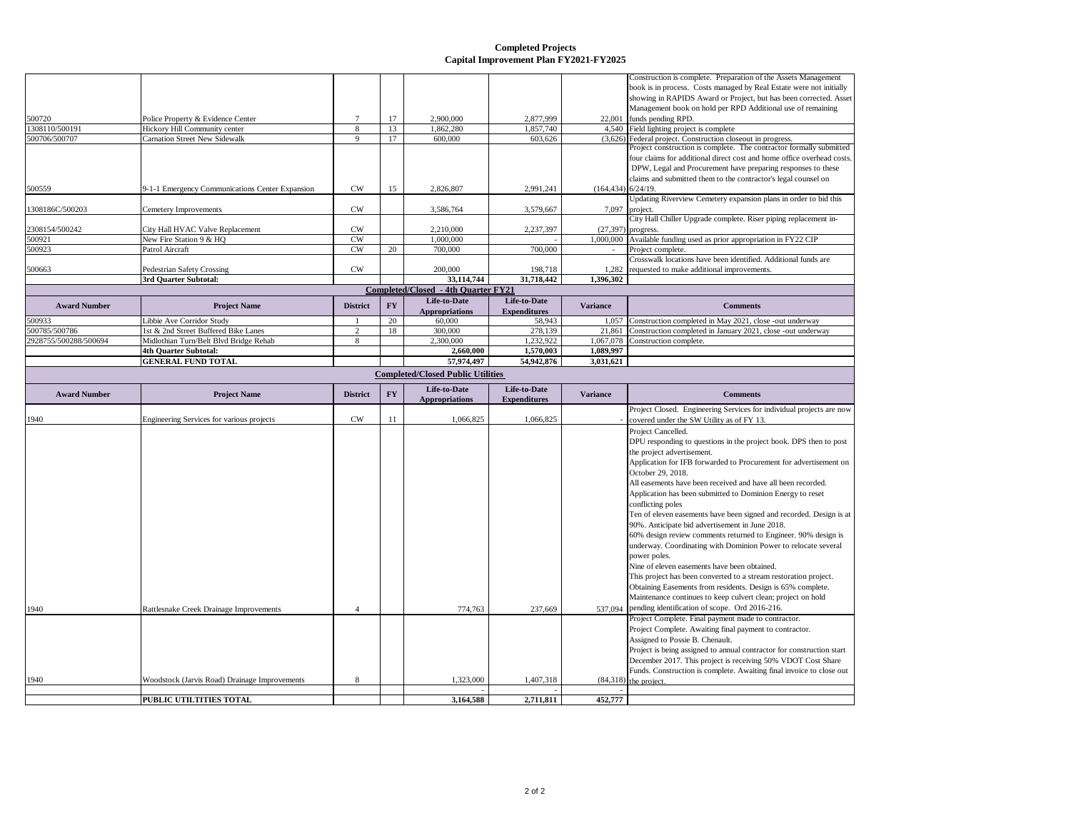# Completed Projects
## Capital Improvement Plan FY2021-FY2025

| Award Number | Project Name | District | FY | Life-to-Date Appropriations | Life-to-Date Expenditures | Variance | Comments |
|---|---|---|---|---|---|---|---|
| 500720 | Police Property & Evidence Center | 7 | 17 | 2,900,000 | 2,877,999 | 22,001 | Construction is complete. Preparation of the Assets Management book is in process. Costs managed by Real Estate were not initially showing in RAPIDS Award or Project, but has been corrected. Asset Management book on hold per RPD Additional use of remaining funds pending RPD. |
| 1308110/500191 | Hickory Hill Community center | 8 | 13 | 1,862,280 | 1,857,740 | 4,540 | Field lighting project is complete |
| 500706/500707 | Carnation Street New Sidewalk | 9 | 17 | 600,000 | 603,626 | (3,626) | Federal project. Construction closeout in progress. |
| 500559 | 9-1-1 Emergency Communications Center Expansion | CW | 15 | 2,826,807 | 2,991,241 | (164,434) | Project construction is complete. The contractor formally submitted four claims for additional direct cost and home office overhead costs. DPW, Legal and Procurement have preparing responses to these claims and submitted them to the contractor's legal counsel on 6/24/19. |
| 1308186C/500203 | Cemetery Improvements | CW | | 3,586,764 | 3,579,667 | 7,097 | Updating Riverview Cemetery expansion plans in order to bid this project. |
| 2308154/500242 | City Hall HVAC Valve Replacement | CW | | 2,210,000 | 2,237,397 | (27,397) | City Hall Chiller Upgrade complete. Riser piping replacement in-progress. |
| 500921 | New Fire Station 9 & HQ | CW | | 1,000,000 | - | 1,000,000 | Available funding used as prior appropriation in FY22 CIP |
| 500923 | Patrol Aircraft | CW | 20 | 700,000 | 700,000 | - | Project complete. |
| 500663 | Pedestrian Safety Crossing | CW | | 200,000 | 198,718 | 1,282 | Crosswalk locations have been identified. Additional funds are requested to make additional improvements. |
| | **3rd Quarter Subtotal:** | | | **33,114,744** | **31,718,442** | **1,396,302** | |
| | | | | **Completed/Closed - 4th Quarter FY21** | | | |
| **Award Number** | **Project Name** | **District** | **FY** | **Life-to-Date Appropriations** | **Life-to-Date Expenditures** | **Variance** | **Comments** |
| 500933 | Libbie Ave Corridor Study | 1 | 20 | 60,000 | 58,943 | 1,057 | Construction completed in May 2021, close -out underway |
| 500785/500786 | 1st & 2nd Street Buffered Bike Lanes | 2 | 18 | 300,000 | 278,139 | 21,861 | Construction completed in January 2021, close -out underway |
| 2928755/500288/500694 | Midlothian Turn/Belt Blvd Bridge Rehab | 8 | | 2,300,000 | 1,232,922 | 1,067,078 | Construction complete. |
| | **4th Quarter Subtotal:** | | | **2,660,000** | **1,570,003** | **1,089,997** | |
| | **GENERAL FUND TOTAL** | | | **57,974,497** | **54,942,876** | **3,031,621** | |

**Completed/Closed Public Utilities**

| Award Number | Project Name | District | FY | Life-to-Date Appropriations | Life-to-Date Expenditures | Variance | Comments |
|---|---|---|---|---|---|---|---|
| 1940 | Engineering Services for various projects | CW | 11 | 1,066,825 | 1,066,825 | - | Project Closed. Engineering Services for individual projects are now covered under the SW Utility as of FY 13. |
| 1940 | Rattlesnake Creek Drainage Improvements | 4 | | 774,763 | 237,669 | 537,094 | Project Cancelled. DPU responding to questions in the project book. DPS then to post the project advertisement. Application for IFB forwarded to Procurement for advertisement on October 29, 2018. All easements have been received and have all been recorded. Application has been submitted to Dominion Energy to reset conflicting poles Ten of eleven easements have been signed and recorded. Design is at 90%. Anticipate bid advertisement in June 2018. 60% design review comments returned to Engineer. 90% design is underway. Coordinating with Dominion Power to relocate several power poles. Nine of eleven easements have been obtained. This project has been converted to a stream restoration project. Obtaining Easements from residents. Design is 65% complete. Maintenance continues to keep culvert clean; project on hold pending identification of scope. Ord 2016-216. |
| 1940 | Woodstock (Jarvis Road) Drainage Improvements | 8 | | 1,323,000 | 1,407,318 | (84,318) | Project Complete. Final payment made to contractor. Project Complete. Awaiting final payment to contractor. Assigned to Possie B. Chenault. Project is being assigned to annual contractor for construction start December 2017. This project is receiving 50% VDOT Cost Share Funds. Construction is complete. Awaiting final invoice to close out the project. |
| | | | | - | - | - | |
| | **PUBLIC UTILTITIES TOTAL** | | | **3,164,588** | **2,711,811** | **452,777** | |